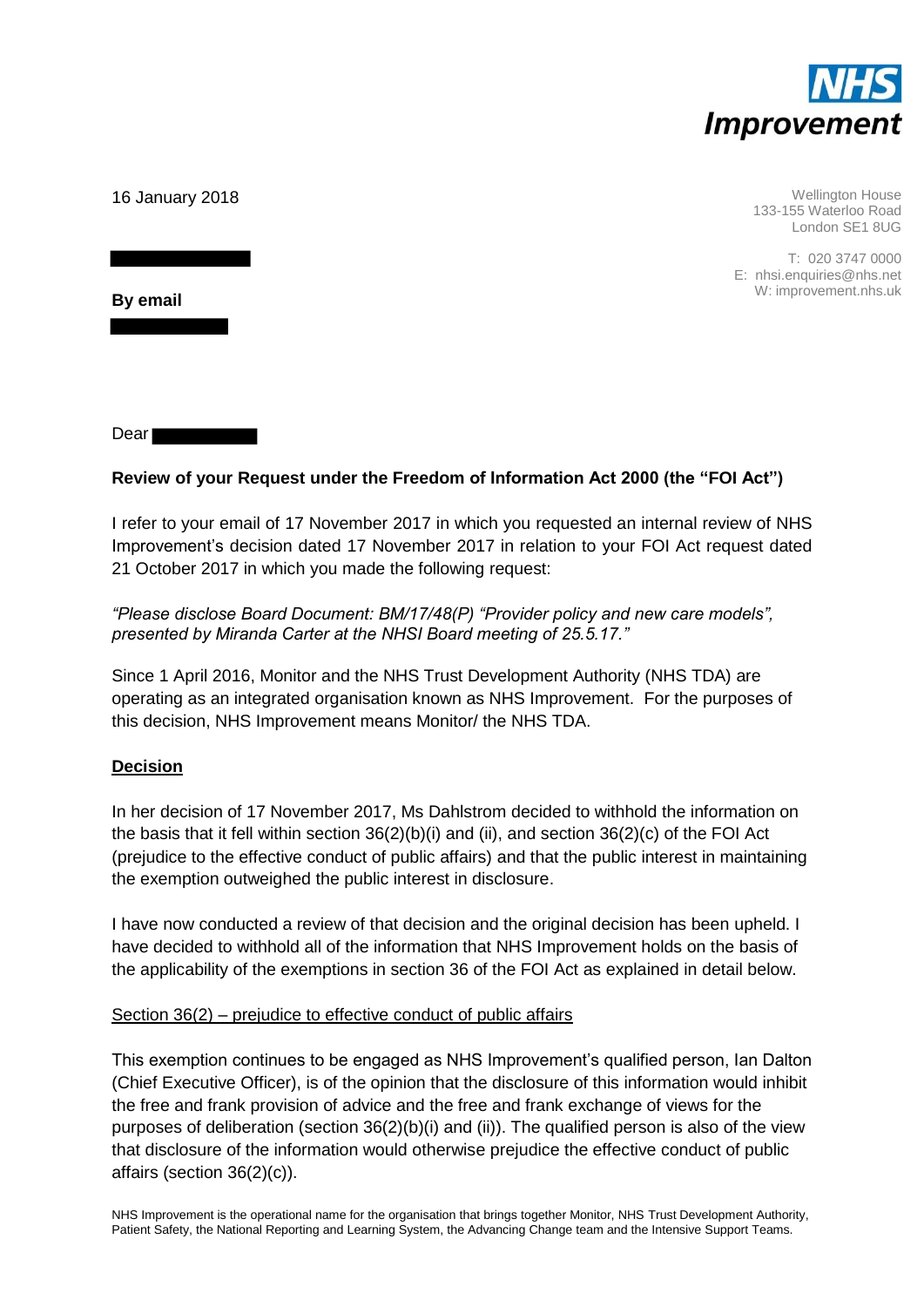**NHS Improvement**

16 January 2018

Wellington House
133-155 Waterloo Road
London SE1 8UG

T: 020 3747 0000
E: nhsi.enquiries@nhs.net
W: improvement.nhs.uk

**By email**

Dear

**Review of your Request under the Freedom of Information Act 2000 (the "FOI Act")**

I refer to your email of 17 November 2017 in which you requested an internal review of NHS Improvement's decision dated 17 November 2017 in relation to your FOI Act request dated 21 October 2017 in which you made the following request:

*"Please disclose Board Document: BM/17/48(P) "Provider policy and new care models", presented by Miranda Carter at the NHSI Board meeting of 25.5.17."*

Since 1 April 2016, Monitor and the NHS Trust Development Authority (NHS TDA) are operating as an integrated organisation known as NHS Improvement. For the purposes of this decision, NHS Improvement means Monitor/ the NHS TDA.

## Decision

In her decision of 17 November 2017, Ms Dahlstrom decided to withhold the information on the basis that it fell within section 36(2)(b)(i) and (ii), and section 36(2)(c) of the FOI Act (prejudice to the effective conduct of public affairs) and that the public interest in maintaining the exemption outweighed the public interest in disclosure.

I have now conducted a review of that decision and the original decision has been upheld. I have decided to withhold all of the information that NHS Improvement holds on the basis of the applicability of the exemptions in section 36 of the FOI Act as explained in detail below.

Section 36(2) – prejudice to effective conduct of public affairs

This exemption continues to be engaged as NHS Improvement's qualified person, Ian Dalton (Chief Executive Officer), is of the opinion that the disclosure of this information would inhibit the free and frank provision of advice and the free and frank exchange of views for the purposes of deliberation (section 36(2)(b)(i) and (ii)). The qualified person is also of the view that disclosure of the information would otherwise prejudice the effective conduct of public affairs (section 36(2)(c)).

NHS Improvement is the operational name for the organisation that brings together Monitor, NHS Trust Development Authority, Patient Safety, the National Reporting and Learning System, the Advancing Change team and the Intensive Support Teams.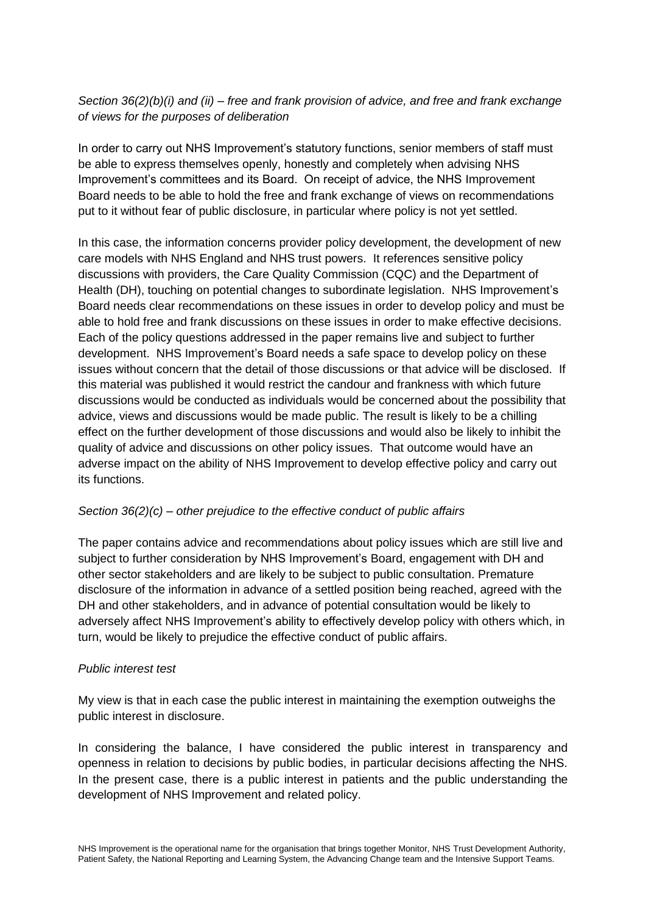*Section 36(2)(b)(i) and (ii) – free and frank provision of advice, and free and frank exchange of views for the purposes of deliberation*

In order to carry out NHS Improvement's statutory functions, senior members of staff must be able to express themselves openly, honestly and completely when advising NHS Improvement's committees and its Board. On receipt of advice, the NHS Improvement Board needs to be able to hold the free and frank exchange of views on recommendations put to it without fear of public disclosure, in particular where policy is not yet settled.

In this case, the information concerns provider policy development, the development of new care models with NHS England and NHS trust powers. It references sensitive policy discussions with providers, the Care Quality Commission (CQC) and the Department of Health (DH), touching on potential changes to subordinate legislation. NHS Improvement's Board needs clear recommendations on these issues in order to develop policy and must be able to hold free and frank discussions on these issues in order to make effective decisions. Each of the policy questions addressed in the paper remains live and subject to further development. NHS Improvement's Board needs a safe space to develop policy on these issues without concern that the detail of those discussions or that advice will be disclosed. If this material was published it would restrict the candour and frankness with which future discussions would be conducted as individuals would be concerned about the possibility that advice, views and discussions would be made public. The result is likely to be a chilling effect on the further development of those discussions and would also be likely to inhibit the quality of advice and discussions on other policy issues. That outcome would have an adverse impact on the ability of NHS Improvement to develop effective policy and carry out its functions.

*Section 36(2)(c) – other prejudice to the effective conduct of public affairs*

The paper contains advice and recommendations about policy issues which are still live and subject to further consideration by NHS Improvement's Board, engagement with DH and other sector stakeholders and are likely to be subject to public consultation. Premature disclosure of the information in advance of a settled position being reached, agreed with the DH and other stakeholders, and in advance of potential consultation would be likely to adversely affect NHS Improvement's ability to effectively develop policy with others which, in turn, would be likely to prejudice the effective conduct of public affairs.

*Public interest test*

My view is that in each case the public interest in maintaining the exemption outweighs the public interest in disclosure.

In considering the balance, I have considered the public interest in transparency and openness in relation to decisions by public bodies, in particular decisions affecting the NHS. In the present case, there is a public interest in patients and the public understanding the development of NHS Improvement and related policy.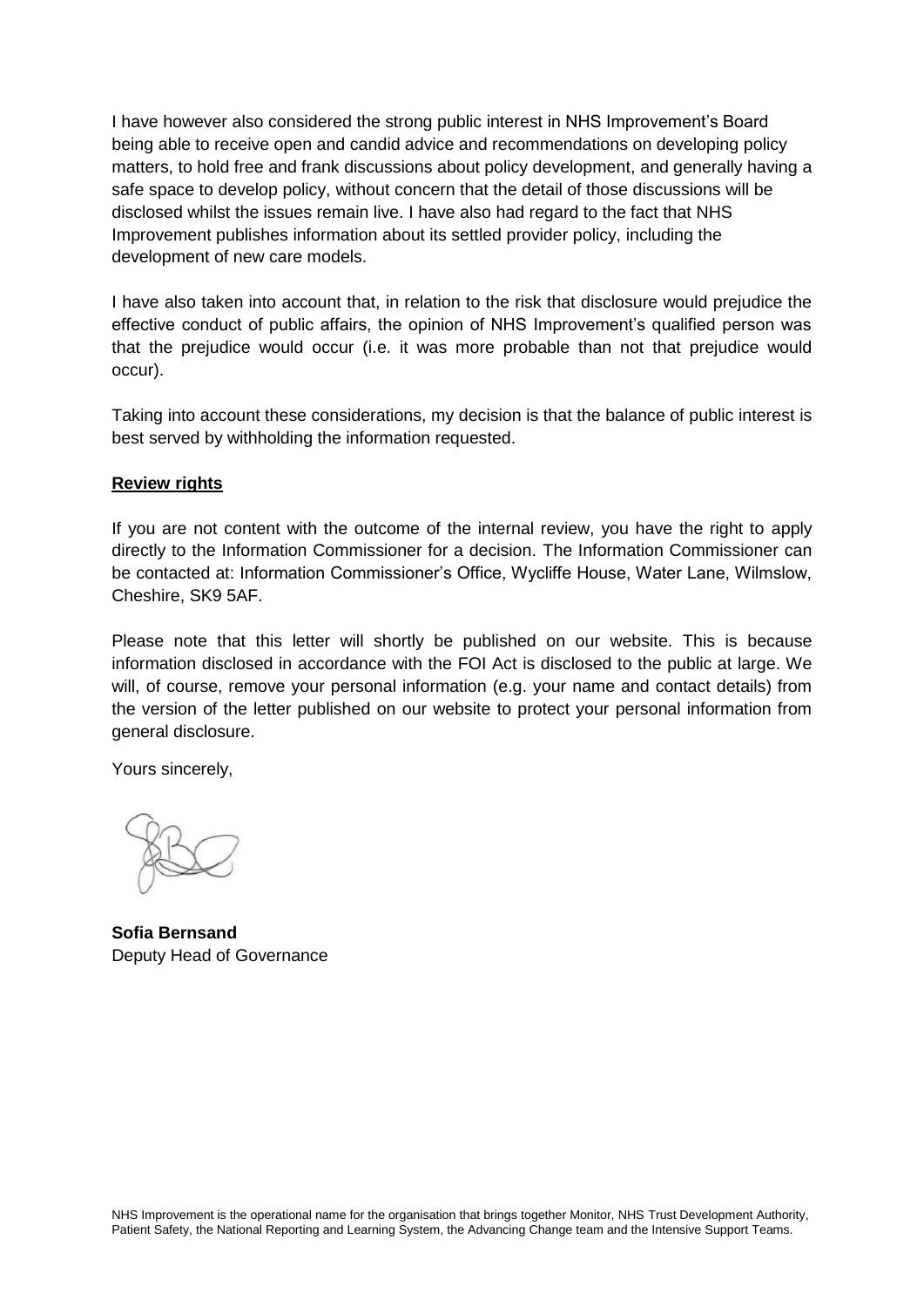I have however also considered the strong public interest in NHS Improvement's Board being able to receive open and candid advice and recommendations on developing policy matters, to hold free and frank discussions about policy development, and generally having a safe space to develop policy, without concern that the detail of those discussions will be disclosed whilst the issues remain live. I have also had regard to the fact that NHS Improvement publishes information about its settled provider policy, including the development of new care models.

I have also taken into account that, in relation to the risk that disclosure would prejudice the effective conduct of public affairs, the opinion of NHS Improvement's qualified person was that the prejudice would occur (i.e. it was more probable than not that prejudice would occur).

Taking into account these considerations, my decision is that the balance of public interest is best served by withholding the information requested.

**Review rights**

If you are not content with the outcome of the internal review, you have the right to apply directly to the Information Commissioner for a decision. The Information Commissioner can be contacted at: Information Commissioner's Office, Wycliffe House, Water Lane, Wilmslow, Cheshire, SK9 5AF.

Please note that this letter will shortly be published on our website. This is because information disclosed in accordance with the FOI Act is disclosed to the public at large. We will, of course, remove your personal information (e.g. your name and contact details) from the version of the letter published on our website to protect your personal information from general disclosure.

Yours sincerely,

**Sofia Bernsand**
Deputy Head of Governance

NHS Improvement is the operational name for the organisation that brings together Monitor, NHS Trust Development Authority, Patient Safety, the National Reporting and Learning System, the Advancing Change team and the Intensive Support Teams.